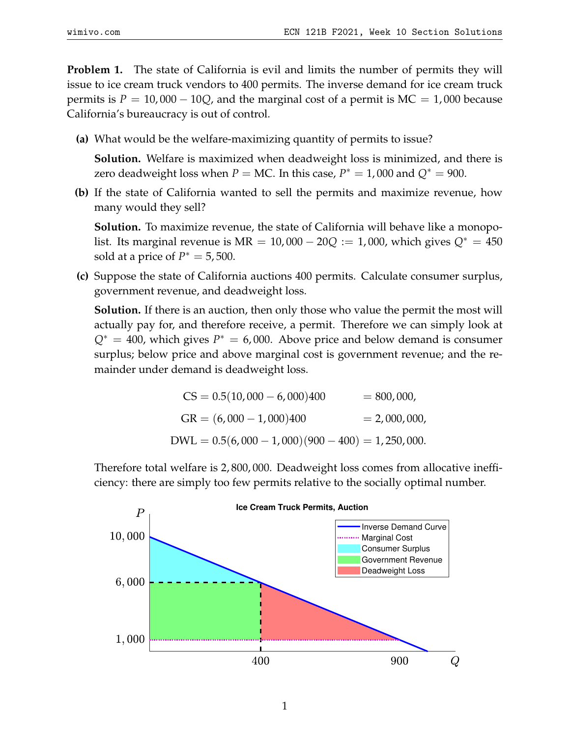**Problem 1.** The state of California is evil and limits the number of permits they will issue to ice cream truck vendors to 400 permits. The inverse demand for ice cream truck permits is $P = 10,000 - 10Q$, and the marginal cost of a permit is $\text{MC} = 1,000$ because California's bureaucracy is out of control.

**(a)** What would be the welfare-maximizing quantity of permits to issue?

**Solution.** Welfare is maximized when deadweight loss is minimized, and there is zero deadweight loss when $P = \text{MC}$. In this case, $P^* = 1,000$ and $Q^* = 900$.

**(b)** If the state of California wanted to sell the permits and maximize revenue, how many would they sell?

**Solution.** To maximize revenue, the state of California will behave like a monopolist. Its marginal revenue is $\text{MR} = 10,000 - 20Q := 1,000$, which gives $Q^* = 450$ sold at a price of $P^* = 5,500$.

**(c)** Suppose the state of California auctions 400 permits. Calculate consumer surplus, government revenue, and deadweight loss.

**Solution.** If there is an auction, then only those who value the permit the most will actually pay for, and therefore receive, a permit. Therefore we can simply look at $Q^* = 400$, which gives $P^* = 6,000$. Above price and below demand is consumer surplus; below price and above marginal cost is government revenue; and the remainder under demand is deadweight loss.

$$
\begin{aligned}
\text{CS} &= 0.5(10,000 - 6,000)400 &&= 800,000, \\
\text{GR} &= (6,000 - 1,000)400 &&= 2,000,000, \\
\text{DWL} &= 0.5(6,000 - 1,000)(900 - 400) &&= 1,250,000.
\end{aligned}
$$

Therefore total welfare is 2,800,000. Deadweight loss comes from allocative inefficiency: there are simply too few permits relative to the socially optimal number.

**Ice Cream Truck Permits, Auction**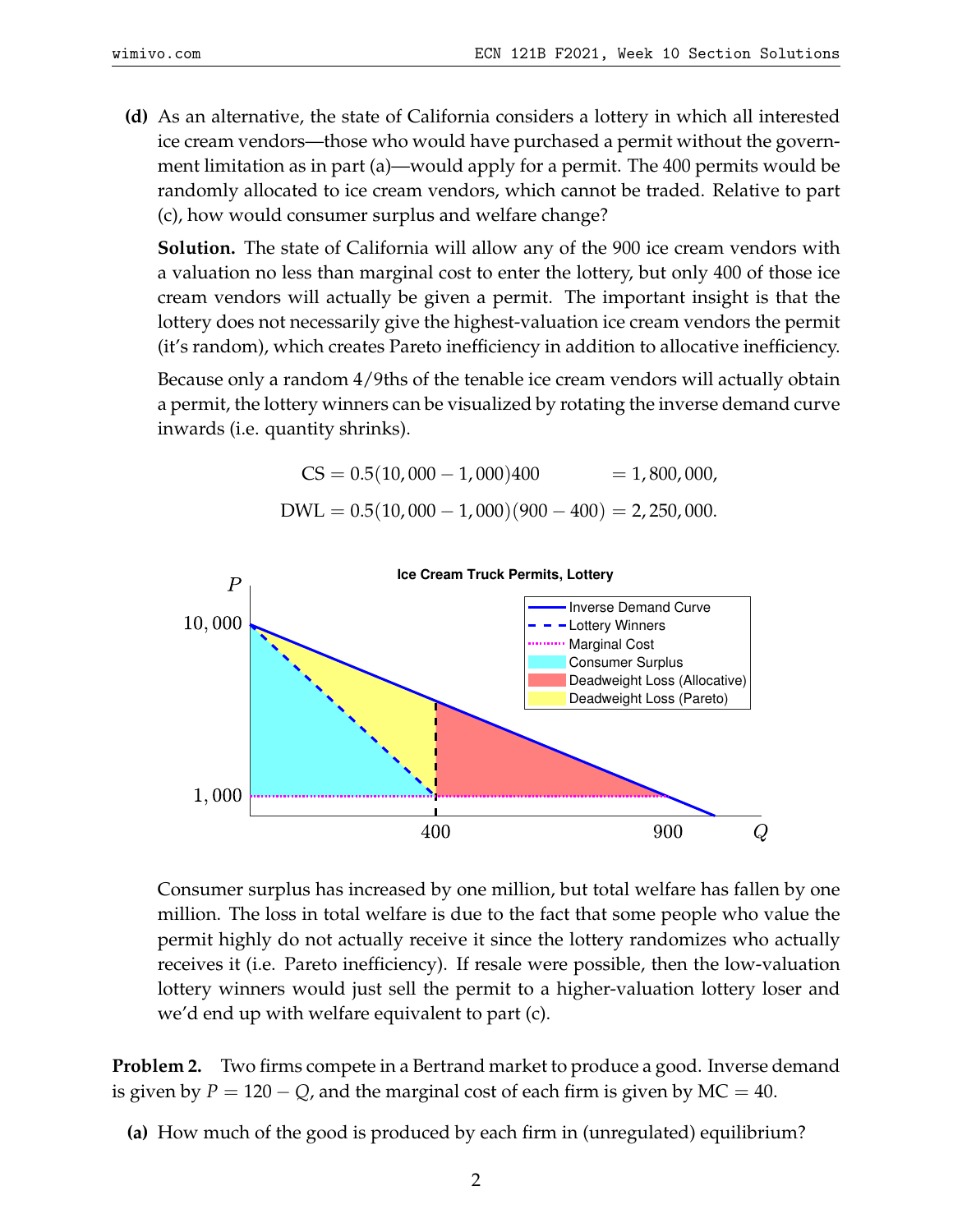**(d)** As an alternative, the state of California considers a lottery in which all interested ice cream vendors—those who would have purchased a permit without the government limitation as in part (a)—would apply for a permit. The 400 permits would be randomly allocated to ice cream vendors, which cannot be traded. Relative to part (c), how would consumer surplus and welfare change?

**Solution.** The state of California will allow any of the 900 ice cream vendors with a valuation no less than marginal cost to enter the lottery, but only 400 of those ice cream vendors will actually be given a permit. The important insight is that the lottery does not necessarily give the highest-valuation ice cream vendors the permit (it's random), which creates Pareto inefficiency in addition to allocative inefficiency.

Because only a random 4/9ths of the tenable ice cream vendors will actually obtain a permit, the lottery winners can be visualized by rotating the inverse demand curve inwards (i.e. quantity shrinks).

$$\text{CS} = 0.5(10,000 - 1,000)400 = 1,800,000,$$
$$\text{DWL} = 0.5(10,000 - 1,000)(900 - 400) = 2,250,000.$$

Consumer surplus has increased by one million, but total welfare has fallen by one million. The loss in total welfare is due to the fact that some people who value the permit highly do not actually receive it since the lottery randomizes who actually receives it (i.e. Pareto inefficiency). If resale were possible, then the low-valuation lottery winners would just sell the permit to a higher-valuation lottery loser and we'd end up with welfare equivalent to part (c).

**Problem 2.** Two firms compete in a Bertrand market to produce a good. Inverse demand is given by $P = 120 - Q$, and the marginal cost of each firm is given by $\text{MC} = 40$.

**(a)** How much of the good is produced by each firm in (unregulated) equilibrium?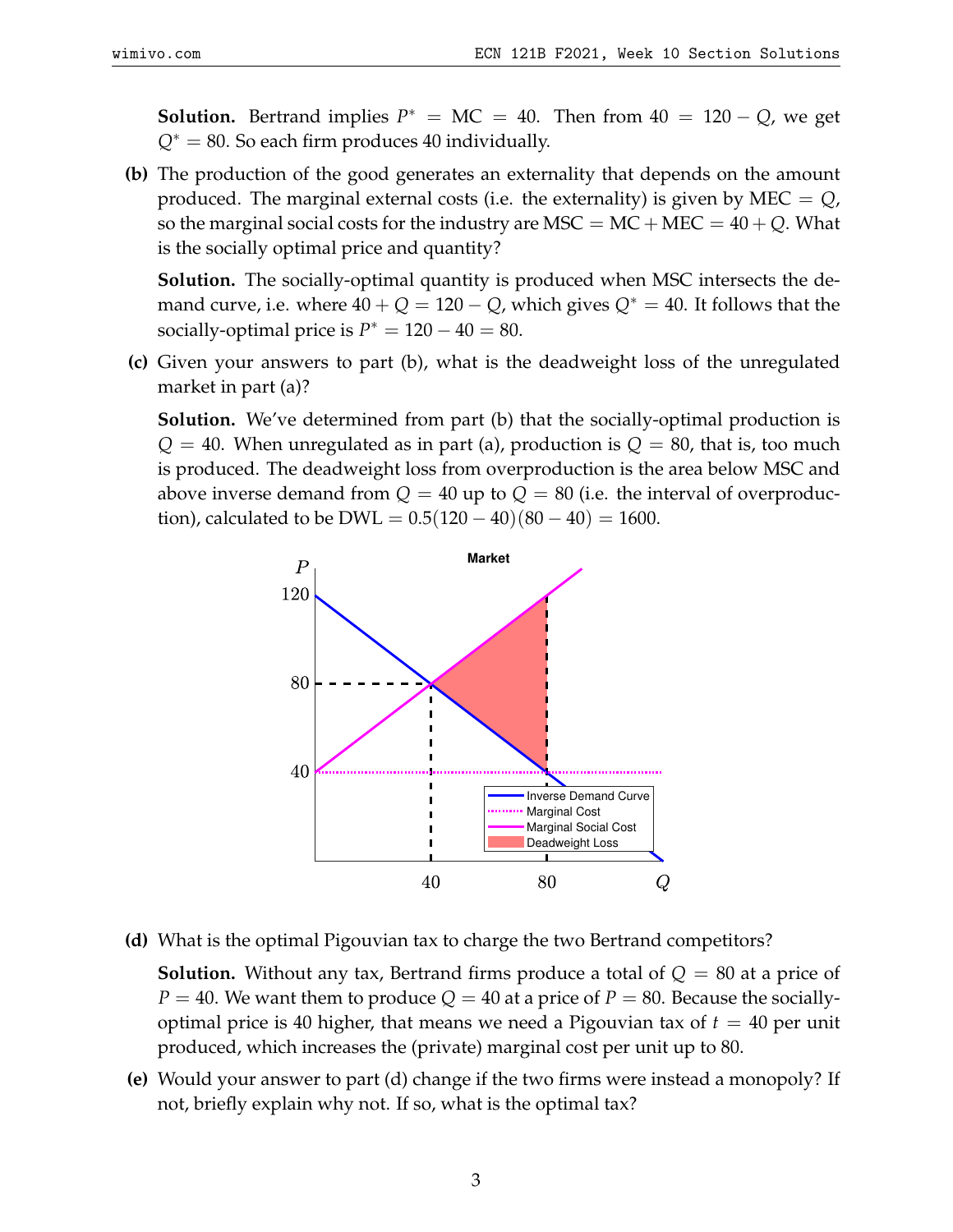**Solution.** Bertrand implies $P^* = \text{MC} = 40$. Then from $40 = 120 - Q$, we get $Q^* = 80$. So each firm produces 40 individually.

**(b)** The production of the good generates an externality that depends on the amount produced. The marginal external costs (i.e. the externality) is given by $\text{MEC} = Q$, so the marginal social costs for the industry are $\text{MSC} = \text{MC} + \text{MEC} = 40 + Q$. What is the socially optimal price and quantity?

**Solution.** The socially-optimal quantity is produced when MSC intersects the demand curve, i.e. where $40 + Q = 120 - Q$, which gives $Q^* = 40$. It follows that the socially-optimal price is $P^* = 120 - 40 = 80$.

**(c)** Given your answers to part (b), what is the deadweight loss of the unregulated market in part (a)?

**Solution.** We've determined from part (b) that the socially-optimal production is $Q = 40$. When unregulated as in part (a), production is $Q = 80$, that is, too much is produced. The deadweight loss from overproduction is the area below MSC and above inverse demand from $Q = 40$ up to $Q = 80$ (i.e. the interval of overproduction), calculated to be $\text{DWL} = 0.5(120 - 40)(80 - 40) = 1600$.

**(d)** What is the optimal Pigouvian tax to charge the two Bertrand competitors?

**Solution.** Without any tax, Bertrand firms produce a total of $Q = 80$ at a price of $P = 40$. We want them to produce $Q = 40$ at a price of $P = 80$. Because the socially-optimal price is 40 higher, that means we need a Pigouvian tax of $t = 40$ per unit produced, which increases the (private) marginal cost per unit up to 80.

**(e)** Would your answer to part (d) change if the two firms were instead a monopoly? If not, briefly explain why not. If so, what is the optimal tax?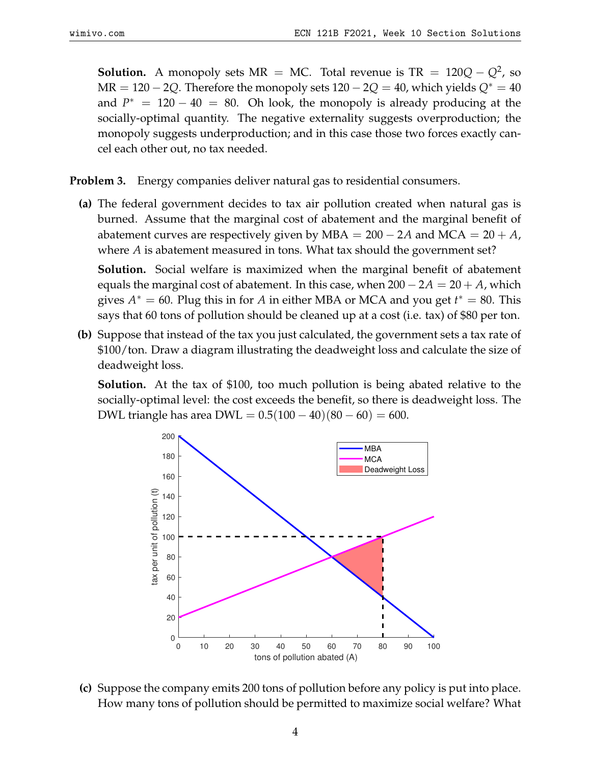**Solution.** A monopoly sets MR = MC. Total revenue is $\text{TR} = 120Q - Q^2$, so $\text{MR} = 120 - 2Q$. Therefore the monopoly sets $120 - 2Q = 40$, which yields $Q^* = 40$ and $P^* = 120 - 40 = 80$. Oh look, the monopoly is already producing at the socially-optimal quantity. The negative externality suggests overproduction; the monopoly suggests underproduction; and in this case those two forces exactly cancel each other out, no tax needed.

**Problem 3.** Energy companies deliver natural gas to residential consumers.

**(a)** The federal government decides to tax air pollution created when natural gas is burned. Assume that the marginal cost of abatement and the marginal benefit of abatement curves are respectively given by $\text{MBA} = 200 - 2A$ and $\text{MCA} = 20 + A$, where $A$ is abatement measured in tons. What tax should the government set?

**Solution.** Social welfare is maximized when the marginal benefit of abatement equals the marginal cost of abatement. In this case, when $200 - 2A = 20 + A$, which gives $A^* = 60$. Plug this in for $A$ in either MBA or MCA and you get $t^* = 80$. This says that 60 tons of pollution should be cleaned up at a cost (i.e. tax) of \$80 per ton.

**(b)** Suppose that instead of the tax you just calculated, the government sets a tax rate of \$100/ton. Draw a diagram illustrating the deadweight loss and calculate the size of deadweight loss.

**Solution.** At the tax of \$100, too much pollution is being abated relative to the socially-optimal level: the cost exceeds the benefit, so there is deadweight loss. The DWL triangle has area $\text{DWL} = 0.5(100 - 40)(80 - 60) = 600$.

**(c)** Suppose the company emits 200 tons of pollution before any policy is put into place. How many tons of pollution should be permitted to maximize social welfare? What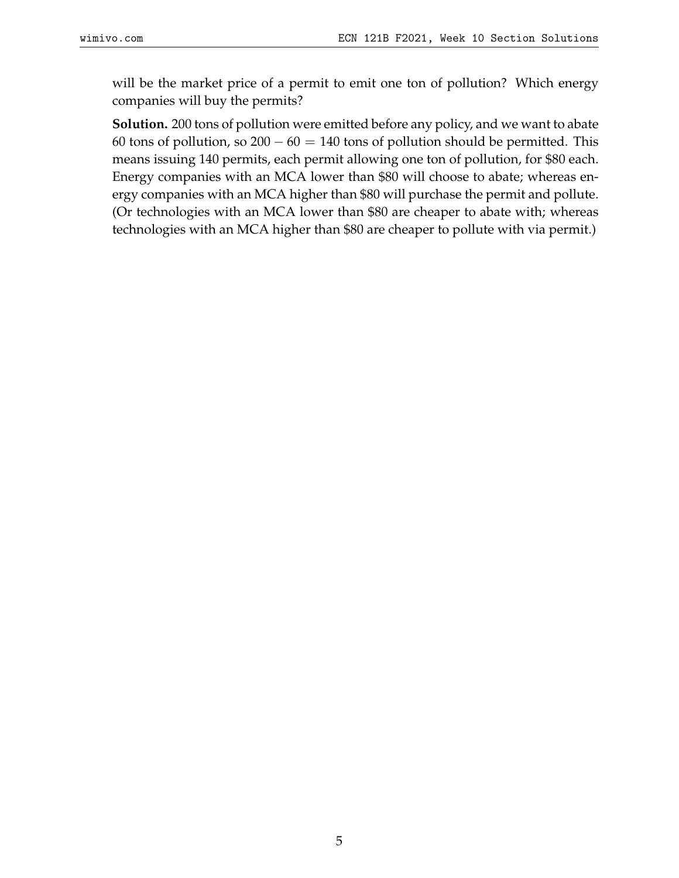will be the market price of a permit to emit one ton of pollution? Which energy companies will buy the permits?

**Solution.** 200 tons of pollution were emitted before any policy, and we want to abate 60 tons of pollution, so $200 - 60 = 140$ tons of pollution should be permitted. This means issuing 140 permits, each permit allowing one ton of pollution, for \$80 each. Energy companies with an MCA lower than \$80 will choose to abate; whereas energy companies with an MCA higher than \$80 will purchase the permit and pollute. (Or technologies with an MCA lower than \$80 are cheaper to abate with; whereas technologies with an MCA higher than \$80 are cheaper to pollute with via permit.)